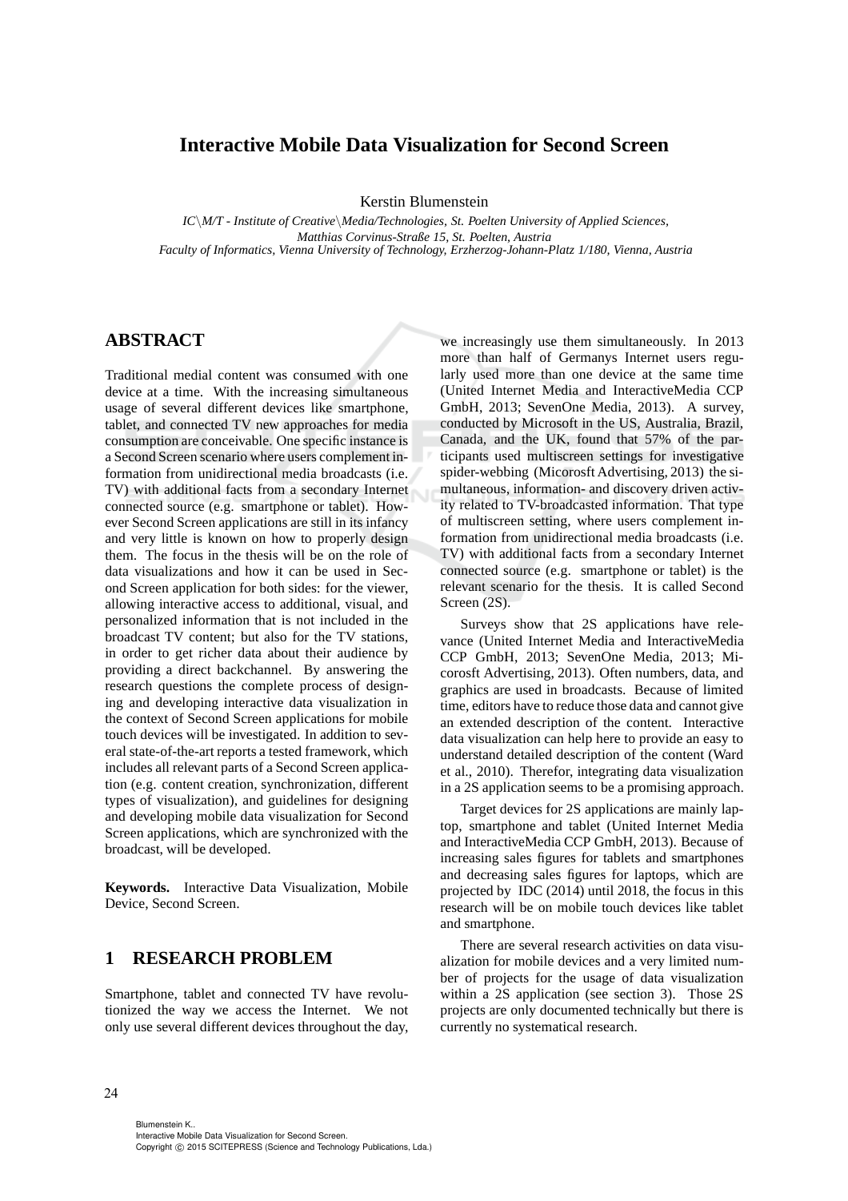# Interactive Mobile Data Visualization for Second Screen

Kerstin Blumenstein

*IC\M/T - Institute of Creative\Media/Technologies, St. Poelten University of Applied Sciences, Matthias Corvinus-Straße 15, St. Poelten, Austria*
*Faculty of Informatics, Vienna University of Technology, Erzherzog-Johann-Platz 1/180, Vienna, Austria*

## ABSTRACT

Traditional medial content was consumed with one device at a time. With the increasing simultaneous usage of several different devices like smartphone, tablet, and connected TV new approaches for media consumption are conceivable. One specific instance is a Second Screen scenario where users complement information from unidirectional media broadcasts (i.e. TV) with additional facts from a secondary Internet connected source (e.g. smartphone or tablet). However Second Screen applications are still in its infancy and very little is known on how to properly design them. The focus in the thesis will be on the role of data visualizations and how it can be used in Second Screen application for both sides: for the viewer, allowing interactive access to additional, visual, and personalized information that is not included in the broadcast TV content; but also for the TV stations, in order to get richer data about their audience by providing a direct backchannel. By answering the research questions the complete process of designing and developing interactive data visualization in the context of Second Screen applications for mobile touch devices will be investigated. In addition to several state-of-the-art reports a tested framework, which includes all relevant parts of a Second Screen application (e.g. content creation, synchronization, different types of visualization), and guidelines for designing and developing mobile data visualization for Second Screen applications, which are synchronized with the broadcast, will be developed.

**Keywords.** Interactive Data Visualization, Mobile Device, Second Screen.

## 1 RESEARCH PROBLEM

Smartphone, tablet and connected TV have revolutionized the way we access the Internet. We not only use several different devices throughout the day, we increasingly use them simultaneously. In 2013 more than half of Germanys Internet users regularly used more than one device at the same time (United Internet Media and InteractiveMedia CCP GmbH, 2013; SevenOne Media, 2013). A survey, conducted by Microsoft in the US, Australia, Brazil, Canada, and the UK, found that 57% of the participants used multiscreen settings for investigative spider-webbing (Micorosft Advertising, 2013) the simultaneous, information- and discovery driven activity related to TV-broadcasted information. That type of multiscreen setting, where users complement information from unidirectional media broadcasts (i.e. TV) with additional facts from a secondary Internet connected source (e.g. smartphone or tablet) is the relevant scenario for the thesis. It is called Second Screen (2S).

Surveys show that 2S applications have relevance (United Internet Media and InteractiveMedia CCP GmbH, 2013; SevenOne Media, 2013; Micorosft Advertising, 2013). Often numbers, data, and graphics are used in broadcasts. Because of limited time, editors have to reduce those data and cannot give an extended description of the content. Interactive data visualization can help here to provide an easy to understand detailed description of the content (Ward et al., 2010). Therefor, integrating data visualization in a 2S application seems to be a promising approach.

Target devices for 2S applications are mainly laptop, smartphone and tablet (United Internet Media and InteractiveMedia CCP GmbH, 2013). Because of increasing sales figures for tablets and smartphones and decreasing sales figures for laptops, which are projected by IDC (2014) until 2018, the focus in this research will be on mobile touch devices like tablet and smartphone.

There are several research activities on data visualization for mobile devices and a very limited number of projects for the usage of data visualization within a 2S application (see section 3). Those 2S projects are only documented technically but there is currently no systematical research.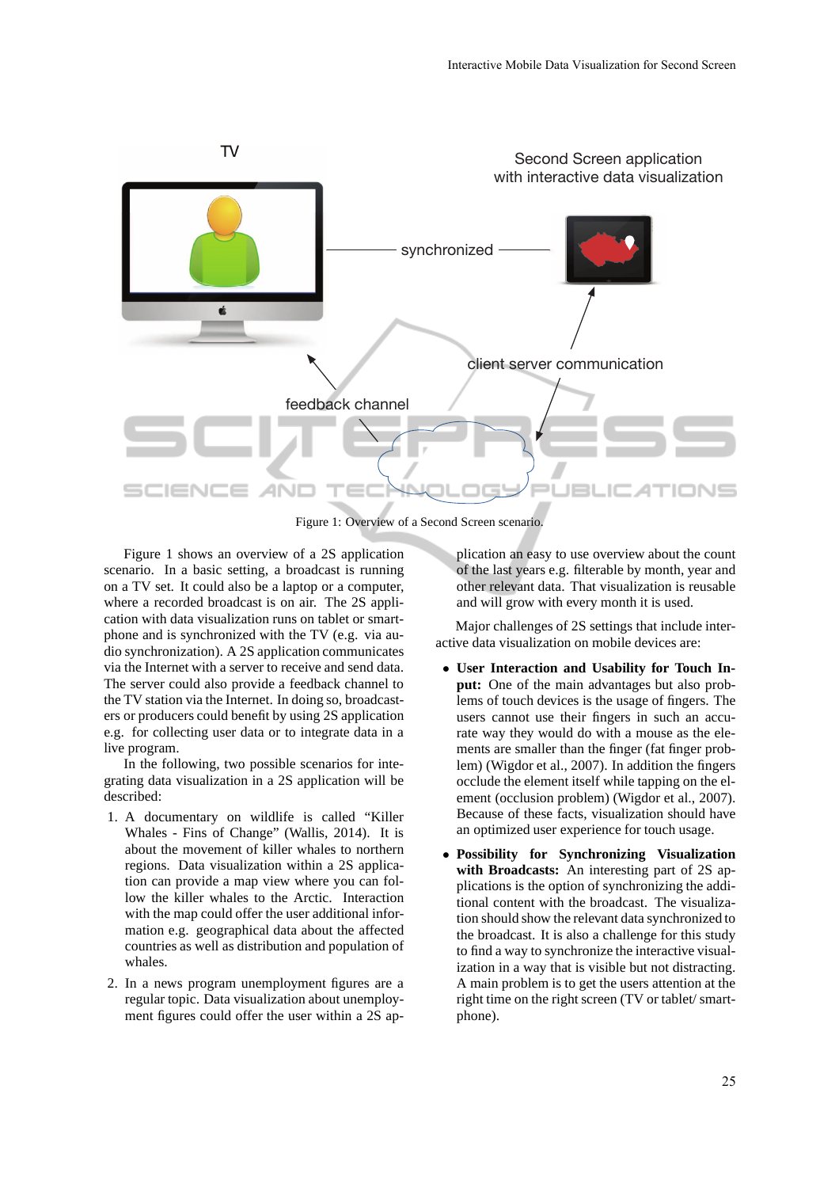Figure 1: Overview of a Second Screen scenario.

Figure 1 shows an overview of a 2S application scenario. In a basic setting, a broadcast is running on a TV set. It could also be a laptop or a computer, where a recorded broadcast is on air. The 2S application with data visualization runs on tablet or smartphone and is synchronized with the TV (e.g. via audio synchronization). A 2S application communicates via the Internet with a server to receive and send data. The server could also provide a feedback channel to the TV station via the Internet. In doing so, broadcasters or producers could benefit by using 2S application e.g. for collecting user data or to integrate data in a live program.

In the following, two possible scenarios for integrating data visualization in a 2S application will be described:

1. A documentary on wildlife is called "Killer Whales - Fins of Change" (Wallis, 2014). It is about the movement of killer whales to northern regions. Data visualization within a 2S application can provide a map view where you can follow the killer whales to the Arctic. Interaction with the map could offer the user additional information e.g. geographical data about the affected countries as well as distribution and population of whales.
2. In a news program unemployment figures are a regular topic. Data visualization about unemployment figures could offer the user within a 2S application an easy to use overview about the count of the last years e.g. filterable by month, year and other relevant data. That visualization is reusable and will grow with every month it is used.

Major challenges of 2S settings that include interactive data visualization on mobile devices are:

- **User Interaction and Usability for Touch Input:** One of the main advantages but also problems of touch devices is the usage of fingers. The users cannot use their fingers in such an accurate way they would do with a mouse as the elements are smaller than the finger (fat finger problem) (Wigdor et al., 2007). In addition the fingers occlude the element itself while tapping on the element (occlusion problem) (Wigdor et al., 2007). Because of these facts, visualization should have an optimized user experience for touch usage.
- **Possibility for Synchronizing Visualization with Broadcasts:** An interesting part of 2S applications is the option of synchronizing the additional content with the broadcast. The visualization should show the relevant data synchronized to the broadcast. It is also a challenge for this study to find a way to synchronize the interactive visualization in a way that is visible but not distracting. A main problem is to get the users attention at the right time on the right screen (TV or tablet/ smartphone).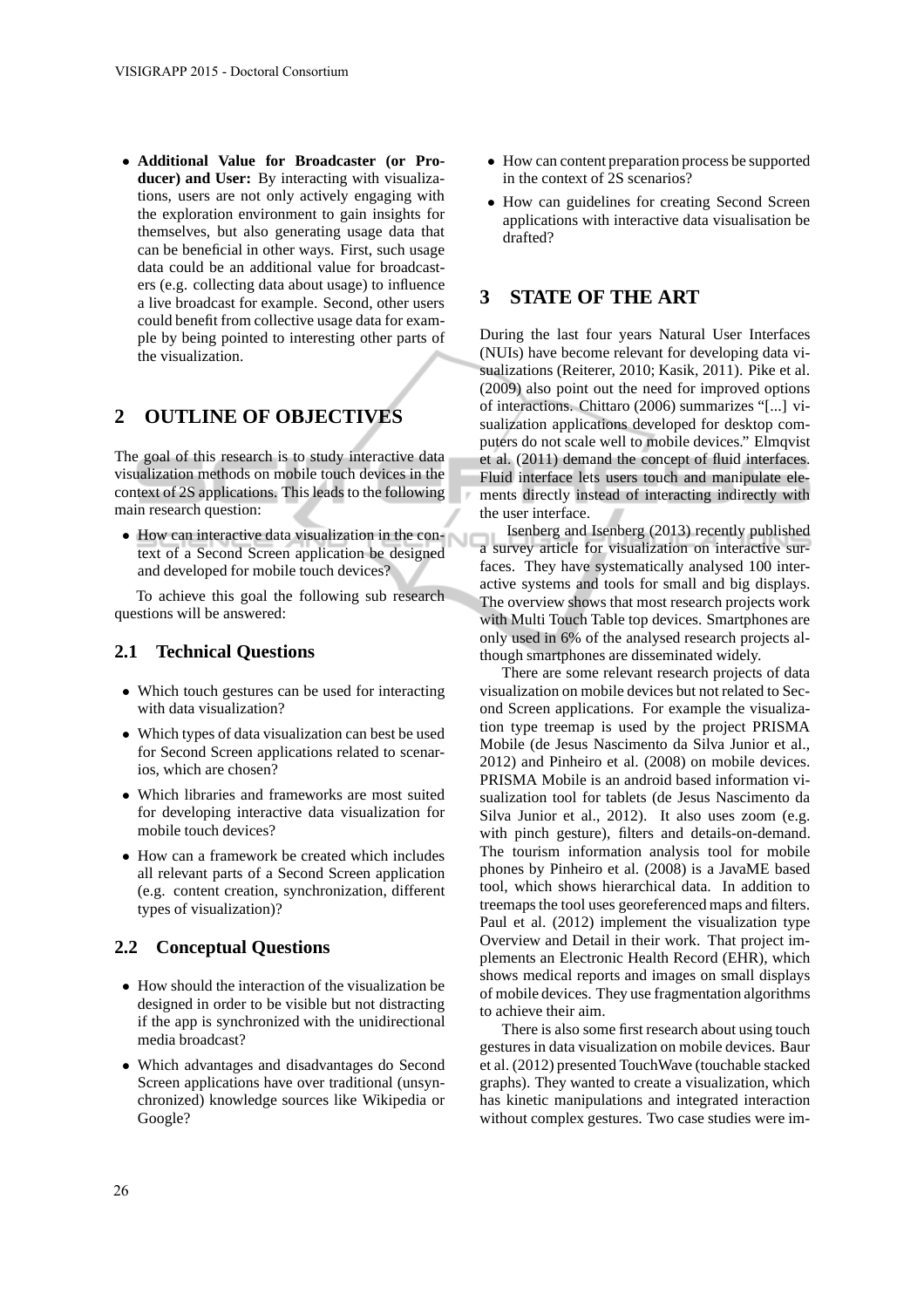- **Additional Value for Broadcaster (or Producer) and User:** By interacting with visualizations, users are not only actively engaging with the exploration environment to gain insights for themselves, but also generating usage data that can be beneficial in other ways. First, such usage data could be an additional value for broadcasters (e.g. collecting data about usage) to influence a live broadcast for example. Second, other users could benefit from collective usage data for example by being pointed to interesting other parts of the visualization.

## 2 OUTLINE OF OBJECTIVES

The goal of this research is to study interactive data visualization methods on mobile touch devices in the context of 2S applications. This leads to the following main research question:

- How can interactive data visualization in the context of a Second Screen application be designed and developed for mobile touch devices?

To achieve this goal the following sub research questions will be answered:

### 2.1 Technical Questions

- Which touch gestures can be used for interacting with data visualization?
- Which types of data visualization can best be used for Second Screen applications related to scenarios, which are chosen?
- Which libraries and frameworks are most suited for developing interactive data visualization for mobile touch devices?
- How can a framework be created which includes all relevant parts of a Second Screen application (e.g. content creation, synchronization, different types of visualization)?

### 2.2 Conceptual Questions

- How should the interaction of the visualization be designed in order to be visible but not distracting if the app is synchronized with the unidirectional media broadcast?
- Which advantages and disadvantages do Second Screen applications have over traditional (unsynchronized) knowledge sources like Wikipedia or Google?
- How can content preparation process be supported in the context of 2S scenarios?
- How can guidelines for creating Second Screen applications with interactive data visualisation be drafted?

## 3 STATE OF THE ART

During the last four years Natural User Interfaces (NUIs) have become relevant for developing data visualizations (Reiterer, 2010; Kasik, 2011). Pike et al. (2009) also point out the need for improved options of interactions. Chittaro (2006) summarizes "[...] visualization applications developed for desktop computers do not scale well to mobile devices." Elmqvist et al. (2011) demand the concept of fluid interfaces. Fluid interface lets users touch and manipulate elements directly instead of interacting indirectly with the user interface.

Isenberg and Isenberg (2013) recently published a survey article for visualization on interactive surfaces. They have systematically analysed 100 interactive systems and tools for small and big displays. The overview shows that most research projects work with Multi Touch Table top devices. Smartphones are only used in 6% of the analysed research projects although smartphones are disseminated widely.

There are some relevant research projects of data visualization on mobile devices but not related to Second Screen applications. For example the visualization type treemap is used by the project PRISMA Mobile (de Jesus Nascimento da Silva Junior et al., 2012) and Pinheiro et al. (2008) on mobile devices. PRISMA Mobile is an android based information visualization tool for tablets (de Jesus Nascimento da Silva Junior et al., 2012). It also uses zoom (e.g. with pinch gesture), filters and details-on-demand. The tourism information analysis tool for mobile phones by Pinheiro et al. (2008) is a JavaME based tool, which shows hierarchical data. In addition to treemaps the tool uses georeferenced maps and filters. Paul et al. (2012) implement the visualization type Overview and Detail in their work. That project implements an Electronic Health Record (EHR), which shows medical reports and images on small displays of mobile devices. They use fragmentation algorithms to achieve their aim.

There is also some first research about using touch gestures in data visualization on mobile devices. Baur et al. (2012) presented TouchWave (touchable stacked graphs). They wanted to create a visualization, which has kinetic manipulations and integrated interaction without complex gestures. Two case studies were im-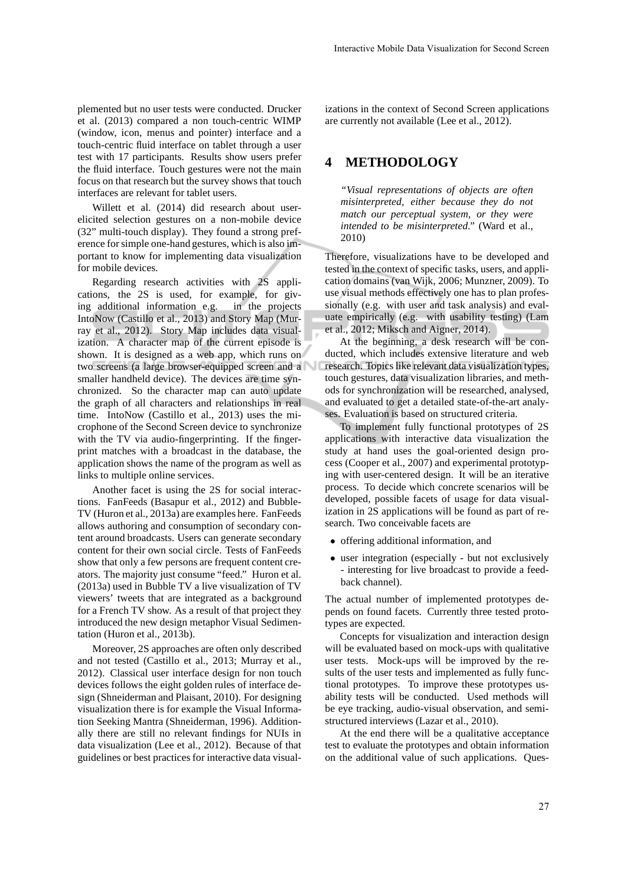plemented but no user tests were conducted. Drucker et al. (2013) compared a non touch-centric WIMP (window, icon, menus and pointer) interface and a touch-centric fluid interface on tablet through a user test with 17 participants. Results show users prefer the fluid interface. Touch gestures were not the main focus on that research but the survey shows that touch interfaces are relevant for tablet users.

Willett et al. (2014) did research about user-elicited selection gestures on a non-mobile device (32" multi-touch display). They found a strong preference for simple one-hand gestures, which is also important to know for implementing data visualization for mobile devices.

Regarding research activities with 2S applications, the 2S is used, for example, for giving additional information e.g. in the projects IntoNow (Castillo et al., 2013) and Story Map (Murray et al., 2012). Story Map includes data visualization. A character map of the current episode is shown. It is designed as a web app, which runs on two screens (a large browser-equipped screen and a smaller handheld device). The devices are time synchronized. So the character map can auto update the graph of all characters and relationships in real time. IntoNow (Castillo et al., 2013) uses the microphone of the Second Screen device to synchronize with the TV via audio-fingerprinting. If the fingerprint matches with a broadcast in the database, the application shows the name of the program as well as links to multiple online services.

Another facet is using the 2S for social interactions. FanFeeds (Basapur et al., 2012) and Bubble-TV (Huron et al., 2013a) are examples here. FanFeeds allows authoring and consumption of secondary content around broadcasts. Users can generate secondary content for their own social circle. Tests of FanFeeds show that only a few persons are frequent content creators. The majority just consume "feed." Huron et al. (2013a) used in Bubble TV a live visualization of TV viewers' tweets that are integrated as a background for a French TV show. As a result of that project they introduced the new design metaphor Visual Sedimentation (Huron et al., 2013b).

Moreover, 2S approaches are often only described and not tested (Castillo et al., 2013; Murray et al., 2012). Classical user interface design for non touch devices follows the eight golden rules of interface design (Shneiderman and Plaisant, 2010). For designing visualization there is for example the Visual Information Seeking Mantra (Shneiderman, 1996). Additionally there are still no relevant findings for NUIs in data visualization (Lee et al., 2012). Because of that guidelines or best practices for interactive data visualizations in the context of Second Screen applications are currently not available (Lee et al., 2012).

## 4 METHODOLOGY

> *"Visual representations of objects are often misinterpreted, either because they do not match our perceptual system, or they were intended to be misinterpreted."* (Ward et al., 2010)

Therefore, visualizations have to be developed and tested in the context of specific tasks, users, and application domains (van Wijk, 2006; Munzner, 2009). To use visual methods effectively one has to plan professionally (e.g. with user and task analysis) and evaluate empirically (e.g. with usability testing) (Lam et al., 2012; Miksch and Aigner, 2014).

At the beginning, a desk research will be conducted, which includes extensive literature and web research. Topics like relevant data visualization types, touch gestures, data visualization libraries, and methods for synchronization will be researched, analysed, and evaluated to get a detailed state-of-the-art analyses. Evaluation is based on structured criteria.

To implement fully functional prototypes of 2S applications with interactive data visualization the study at hand uses the goal-oriented design process (Cooper et al., 2007) and experimental prototyping with user-centered design. It will be an iterative process. To decide which concrete scenarios will be developed, possible facets of usage for data visualization in 2S applications will be found as part of research. Two conceivable facets are

- offering additional information, and
- user integration (especially - but not exclusively - interesting for live broadcast to provide a feedback channel).

The actual number of implemented prototypes depends on found facets. Currently three tested prototypes are expected.

Concepts for visualization and interaction design will be evaluated based on mock-ups with qualitative user tests. Mock-ups will be improved by the results of the user tests and implemented as fully functional prototypes. To improve these prototypes usability tests will be conducted. Used methods will be eye tracking, audio-visual observation, and semi-structured interviews (Lazar et al., 2010).

At the end there will be a qualitative acceptance test to evaluate the prototypes and obtain information on the additional value of such applications. Ques-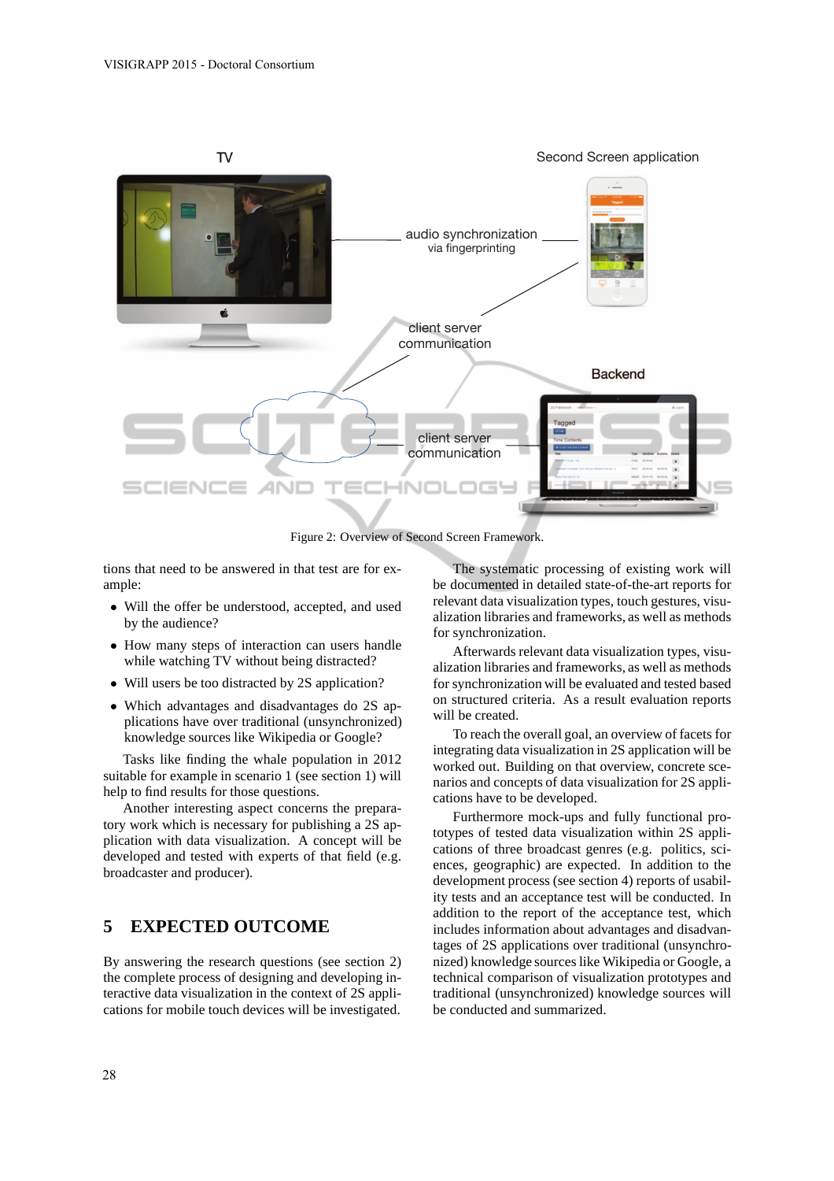Figure 2: Overview of Second Screen Framework.

tions that need to be answered in that test are for example:

- Will the offer be understood, accepted, and used by the audience?
- How many steps of interaction can users handle while watching TV without being distracted?
- Will users be too distracted by 2S application?
- Which advantages and disadvantages do 2S applications have over traditional (unsynchronized) knowledge sources like Wikipedia or Google?

Tasks like finding the whale population in 2012 suitable for example in scenario 1 (see section 1) will help to find results for those questions.

Another interesting aspect concerns the preparatory work which is necessary for publishing a 2S application with data visualization. A concept will be developed and tested with experts of that field (e.g. broadcaster and producer).

## 5 EXPECTED OUTCOME

By answering the research questions (see section 2) the complete process of designing and developing interactive data visualization in the context of 2S applications for mobile touch devices will be investigated.

The systematic processing of existing work will be documented in detailed state-of-the-art reports for relevant data visualization types, touch gestures, visualization libraries and frameworks, as well as methods for synchronization.

Afterwards relevant data visualization types, visualization libraries and frameworks, as well as methods for synchronization will be evaluated and tested based on structured criteria. As a result evaluation reports will be created.

To reach the overall goal, an overview of facets for integrating data visualization in 2S application will be worked out. Building on that overview, concrete scenarios and concepts of data visualization for 2S applications have to be developed.

Furthermore mock-ups and fully functional prototypes of tested data visualization within 2S applications of three broadcast genres (e.g. politics, sciences, geographic) are expected. In addition to the development process (see section 4) reports of usability tests and an acceptance test will be conducted. In addition to the report of the acceptance test, which includes information about advantages and disadvantages of 2S applications over traditional (unsynchronized) knowledge sources like Wikipedia or Google, a technical comparison of visualization prototypes and traditional (unsynchronized) knowledge sources will be conducted and summarized.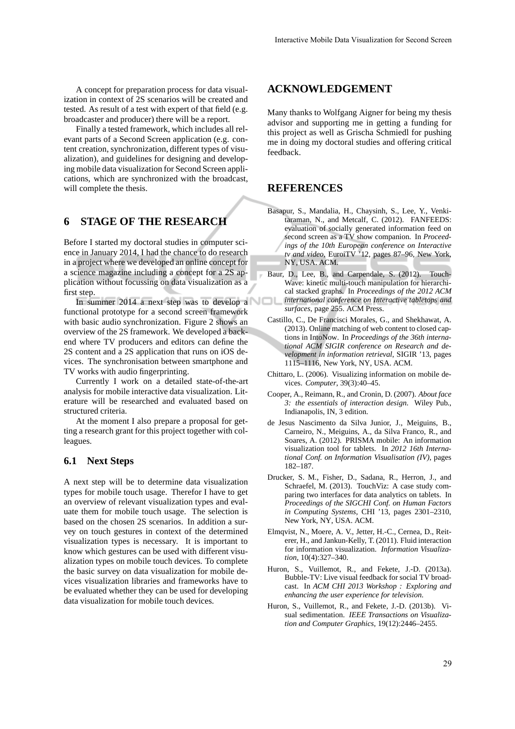A concept for preparation process for data visualization in context of 2S scenarios will be created and tested. As result of a test with expert of that field (e.g. broadcaster and producer) there will be a report.

Finally a tested framework, which includes all relevant parts of a Second Screen application (e.g. content creation, synchronization, different types of visualization), and guidelines for designing and developing mobile data visualization for Second Screen applications, which are synchronized with the broadcast, will complete the thesis.

## 6 STAGE OF THE RESEARCH

Before I started my doctoral studies in computer science in January 2014, I had the chance to do research in a project where we developed an online concept for a science magazine including a concept for a 2S application without focussing on data visualization as a first step.

In summer 2014 a next step was to develop a functional prototype for a second screen framework with basic audio synchronization. Figure 2 shows an overview of the 2S framework. We developed a backend where TV producers and editors can define the 2S content and a 2S application that runs on iOS devices. The synchronisation between smartphone and TV works with audio fingerprinting.

Currently I work on a detailed state-of-the-art analysis for mobile interactive data visualization. Literature will be researched and evaluated based on structured criteria.

At the moment I also prepare a proposal for getting a research grant for this project together with colleagues.

### 6.1 Next Steps

A next step will be to determine data visualization types for mobile touch usage. Therefor I have to get an overview of relevant visualization types and evaluate them for mobile touch usage. The selection is based on the chosen 2S scenarios. In addition a survey on touch gestures in context of the determined visualization types is necessary. It is important to know which gestures can be used with different visualization types on mobile touch devices. To complete the basic survey on data visualization for mobile devices visualization libraries and frameworks have to be evaluated whether they can be used for developing data visualization for mobile touch devices.

## ACKNOWLEDGEMENT

Many thanks to Wolfgang Aigner for being my thesis advisor and supporting me in getting a funding for this project as well as Grischa Schmiedl for pushing me in doing my doctoral studies and offering critical feedback.

## REFERENCES

Basapur, S., Mandalia, H., Chaysinh, S., Lee, Y., Venkitaraman, N., and Metcalf, C. (2012). FANFEEDS: evaluation of socially generated information feed on second screen as a TV show companion. In *Proceedings of the 10th European conference on Interactive tv and video*, EuroiTV '12, pages 87–96, New York, NY, USA. ACM.

Baur, D., Lee, B., and Carpendale, S. (2012). TouchWave: kinetic multi-touch manipulation for hierarchical stacked graphs. In *Proceedings of the 2012 ACM international conference on Interactive tabletops and surfaces*, page 255. ACM Press.

Castillo, C., De Francisci Morales, G., and Shekhawat, A. (2013). Online matching of web content to closed captions in IntoNow. In *Proceedings of the 36th international ACM SIGIR conference on Research and development in information retrieval*, SIGIR '13, pages 1115–1116, New York, NY, USA. ACM.

Chittaro, L. (2006). Visualizing information on mobile devices. *Computer*, 39(3):40–45.

Cooper, A., Reimann, R., and Cronin, D. (2007). *About face 3: the essentials of interaction design*. Wiley Pub., Indianapolis, IN, 3 edition.

de Jesus Nascimento da Silva Junior, J., Meiguins, B., Carneiro, N., Meiguins, A., da Silva Franco, R., and Soares, A. (2012). PRISMA mobile: An information visualization tool for tablets. In *2012 16th International Conf. on Information Visualisation (IV)*, pages 182–187.

Drucker, S. M., Fisher, D., Sadana, R., Herron, J., and Schraefel, M. (2013). TouchViz: A case study comparing two interfaces for data analytics on tablets. In *Proceedings of the SIGCHI Conf. on Human Factors in Computing Systems*, CHI '13, pages 2301–2310, New York, NY, USA. ACM.

Elmqvist, N., Moere, A. V., Jetter, H.-C., Cernea, D., Reiterer, H., and Jankun-Kelly, T. (2011). Fluid interaction for information visualization. *Information Visualization*, 10(4):327–340.

Huron, S., Vuillemot, R., and Fekete, J.-D. (2013a). Bubble-TV: Live visual feedback for social TV broadcast. In *ACM CHI 2013 Workshop : Exploring and enhancing the user experience for television*.

Huron, S., Vuillemot, R., and Fekete, J.-D. (2013b). Visual sedimentation. *IEEE Transactions on Visualization and Computer Graphics*, 19(12):2446–2455.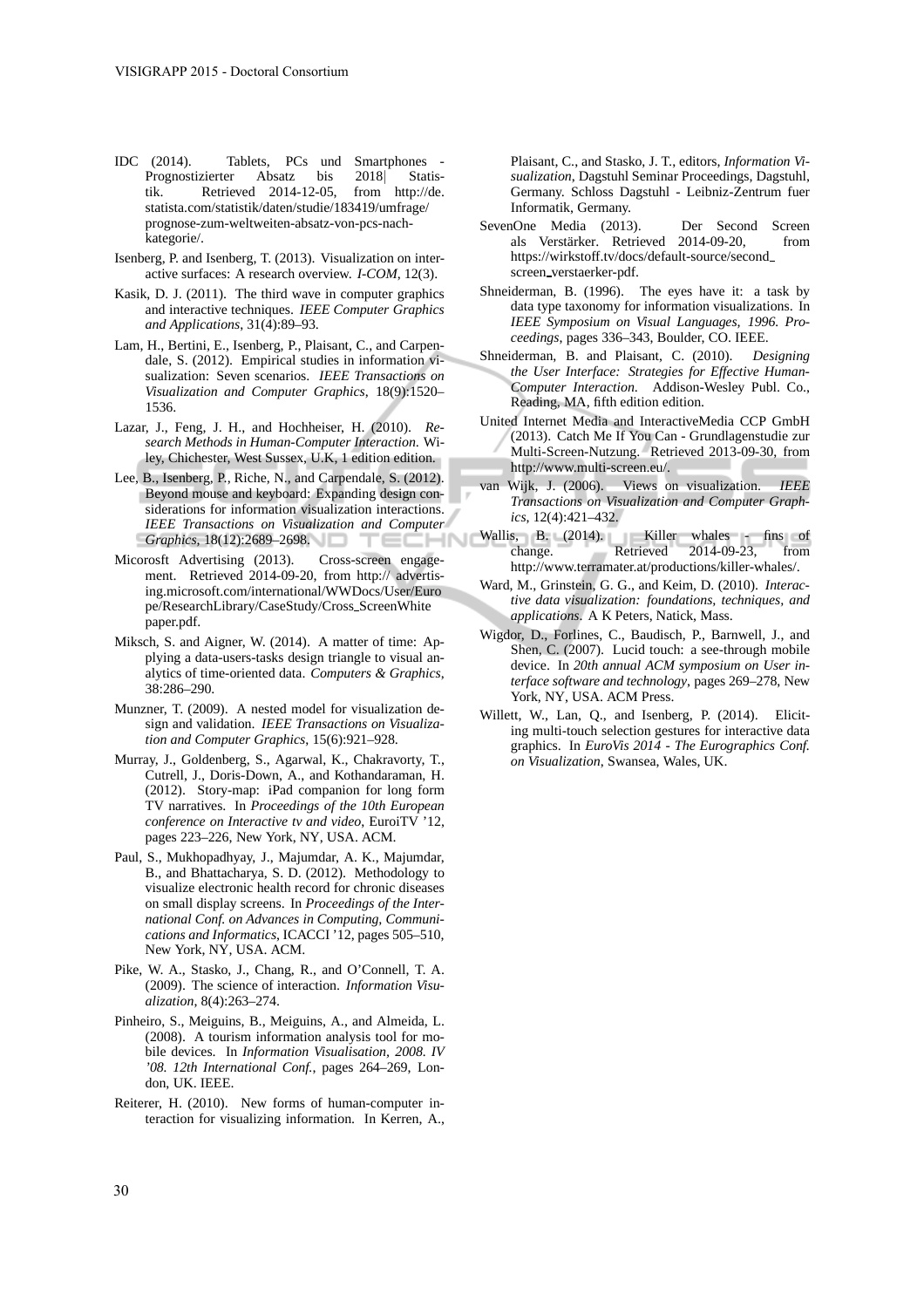IDC (2014). Tablets, PCs und Smartphones - Prognostizierter Absatz bis 2018| Statistik. Retrieved 2014-12-05, from http://de.statista.com/statistik/daten/studie/183419/umfrage/prognose-zum-weltweiten-absatz-von-pcs-nach-kategorie/.

Isenberg, P. and Isenberg, T. (2013). Visualization on interactive surfaces: A research overview. *I-COM*, 12(3).

Kasik, D. J. (2011). The third wave in computer graphics and interactive techniques. *IEEE Computer Graphics and Applications*, 31(4):89–93.

Lam, H., Bertini, E., Isenberg, P., Plaisant, C., and Carpendale, S. (2012). Empirical studies in information visualization: Seven scenarios. *IEEE Transactions on Visualization and Computer Graphics*, 18(9):1520–1536.

Lazar, J., Feng, J. H., and Hochheiser, H. (2010). *Research Methods in Human-Computer Interaction*. Wiley, Chichester, West Sussex, U.K, 1 edition edition.

Lee, B., Isenberg, P., Riche, N., and Carpendale, S. (2012). Beyond mouse and keyboard: Expanding design considerations for information visualization interactions. *IEEE Transactions on Visualization and Computer Graphics*, 18(12):2689–2698.

Micorosft Advertising (2013). Cross-screen engagement. Retrieved 2014-09-20, from http:// advertising.microsoft.com/international/WWDocs/User/Europe/ResearchLibrary/CaseStudy/Cross_ScreenWhitepaper.pdf.

Miksch, S. and Aigner, W. (2014). A matter of time: Applying a data-users-tasks design triangle to visual analytics of time-oriented data. *Computers & Graphics*, 38:286–290.

Munzner, T. (2009). A nested model for visualization design and validation. *IEEE Transactions on Visualization and Computer Graphics*, 15(6):921–928.

Murray, J., Goldenberg, S., Agarwal, K., Chakravorty, T., Cutrell, J., Doris-Down, A., and Kothandaraman, H. (2012). Story-map: iPad companion for long form TV narratives. In *Proceedings of the 10th European conference on Interactive tv and video*, EuroiTV '12, pages 223–226, New York, NY, USA. ACM.

Paul, S., Mukhopadhyay, J., Majumdar, A. K., Majumdar, B., and Bhattacharya, S. D. (2012). Methodology to visualize electronic health record for chronic diseases on small display screens. In *Proceedings of the International Conf. on Advances in Computing, Communications and Informatics*, ICACCI '12, pages 505–510, New York, NY, USA. ACM.

Pike, W. A., Stasko, J., Chang, R., and O'Connell, T. A. (2009). The science of interaction. *Information Visualization*, 8(4):263–274.

Pinheiro, S., Meiguins, B., Meiguins, A., and Almeida, L. (2008). A tourism information analysis tool for mobile devices. In *Information Visualisation, 2008. IV '08. 12th International Conf.*, pages 264–269, London, UK. IEEE.

Reiterer, H. (2010). New forms of human-computer interaction for visualizing information. In Kerren, A., Plaisant, C., and Stasko, J. T., editors, *Information Visualization*, Dagstuhl Seminar Proceedings, Dagstuhl, Germany. Schloss Dagstuhl - Leibniz-Zentrum fuer Informatik, Germany.

SevenOne Media (2013). Der Second Screen als Verstärker. Retrieved 2014-09-20, from https://wirkstoff.tv/docs/default-source/second_screen_verstaerker-pdf.

Shneiderman, B. (1996). The eyes have it: a task by data type taxonomy for information visualizations. In *IEEE Symposium on Visual Languages, 1996. Proceedings*, pages 336–343, Boulder, CO. IEEE.

Shneiderman, B. and Plaisant, C. (2010). *Designing the User Interface: Strategies for Effective Human-Computer Interaction*. Addison-Wesley Publ. Co., Reading, MA, fifth edition edition.

United Internet Media and InteractiveMedia CCP GmbH (2013). Catch Me If You Can - Grundlagenstudie zur Multi-Screen-Nutzung. Retrieved 2013-09-30, from http://www.multi-screen.eu/.

van Wijk, J. (2006). Views on visualization. *IEEE Transactions on Visualization and Computer Graphics*, 12(4):421–432.

Wallis, B. (2014). Killer whales - fins of change. Retrieved 2014-09-23, from http://www.terramater.at/productions/killer-whales/.

Ward, M., Grinstein, G. G., and Keim, D. (2010). *Interactive data visualization: foundations, techniques, and applications*. A K Peters, Natick, Mass.

Wigdor, D., Forlines, C., Baudisch, P., Barnwell, J., and Shen, C. (2007). Lucid touch: a see-through mobile device. In *20th annual ACM symposium on User interface software and technology*, pages 269–278, New York, NY, USA. ACM Press.

Willett, W., Lan, Q., and Isenberg, P. (2014). Eliciting multi-touch selection gestures for interactive data graphics. In *EuroVis 2014 - The Eurographics Conf. on Visualization*, Swansea, Wales, UK.